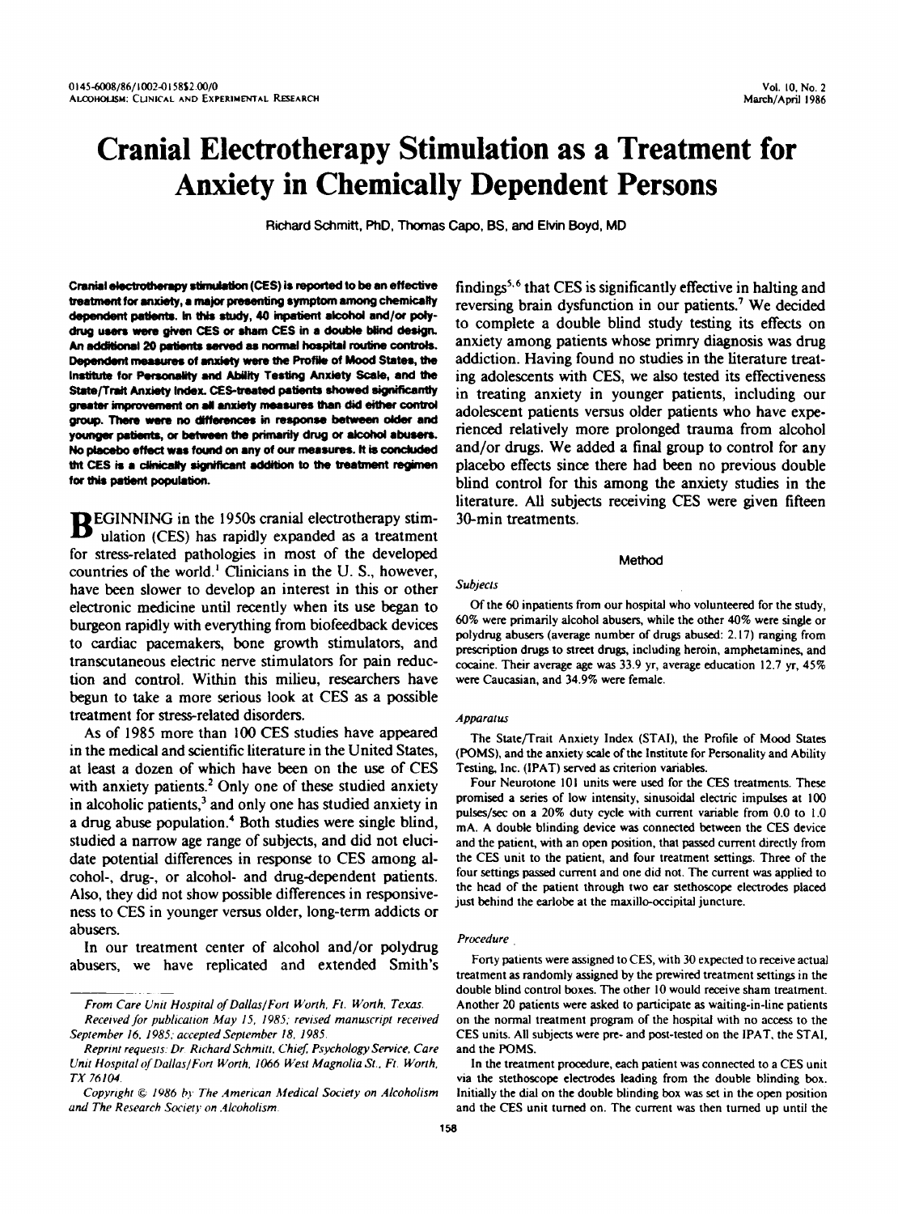# Cranial Electrotherapy Stimulation as a Treatment for Anxiety in Chemically Dependent Persons

Richard Schmitt, PhD, Thomas Capo, BS, and Elvin Boyd, MD

**Cranial electrotherapy stimulation (CES) is reported to be an effective treatment for anxiety, a major presenting symptom among chemically dependent patients. In this study, 40 inpatient alcohol and/or polydrug users were given CES or sham CES in a double blind design. An additional 20 patients served as normal hospital routine controls. Dependent measures of anxiety were the Profile of Mood States, the Institute for Personality and Ability Testing Anxiety Scale, and the State/Trait Anxiety Index. CES-treated patients showed significantly greater improvement on all anxiety measures than did either control group. There were no differences in response between older and younger patients, or between the primarily drug or alcohol abusers. No placebo effect was found on any of our measures. It is concluded tht CES is a clinically significant addition to the treatment regimen for this patient population.**

BEGINNING in the 1950s cranial electrotherapy stimulation (CES) has rapidly expanded as a treatment for stress-related pathologies in most of the developed countries of the world.[1] Clinicians in the U. S., however, have been slower to develop an interest in this or other electronic medicine until recently when its use began to burgeon rapidly with everything from biofeedback devices to cardiac pacemakers, bone growth stimulators, and transcutaneous electric nerve stimulators for pain reduction and control. Within this milieu, researchers have begun to take a more serious look at CES as a possible treatment for stress-related disorders.

As of 1985 more than 100 CES studies have appeared in the medical and scientific literature in the United States, at least a dozen of which have been on the use of CES with anxiety patients.[2] Only one of these studied anxiety in alcoholic patients,[3] and only one has studied anxiety in a drug abuse population.[4] Both studies were single blind, studied a narrow age range of subjects, and did not elucidate potential differences in response to CES among alcohol-, drug-, or alcohol- and drug-dependent patients. Also, they did not show possible differences in responsiveness to CES in younger versus older, long-term addicts or abusers.

In our treatment center of alcohol and/or polydrug abusers, we have replicated and extended Smith's findings[5,6] that CES is significantly effective in halting and reversing brain dysfunction in our patients.[7] We decided to complete a double blind study testing its effects on anxiety among patients whose primry diagnosis was drug addiction. Having found no studies in the literature treating adolescents with CES, we also tested its effectiveness in treating anxiety in younger patients, including our adolescent patients versus older patients who have experienced relatively more prolonged trauma from alcohol and/or drugs. We added a final group to control for any placebo effects since there had been no previous double blind control for this among the anxiety studies in the literature. All subjects receiving CES were given fifteen 30-min treatments.

*From Care Unit Hospital of Dallas/Fort Worth, Ft. Worth, Texas.*

*Received for publication May 15, 1985; revised manuscript received September 16, 1985; accepted September 18, 1985.*

*Reprint requests: Dr. Richard Schmitt, Chief, Psychology Service, Care Unit Hospital of Dallas/Fort Worth, 1066 West Magnolia St., Ft. Worth, TX 76104.*

*Copyright © 1986 by The American Medical Society on Alcoholism and The Research Society on Alcoholism.*

## Method

### *Subjects*

Of the 60 inpatients from our hospital who volunteered for the study, 60% were primarily alcohol abusers, while the other 40% were single or polydrug abusers (average number of drugs abused: 2.17) ranging from prescription drugs to street drugs, including heroin, amphetamines, and cocaine. Their average age was 33.9 yr, average education 12.7 yr, 45% were Caucasian, and 34.9% were female.

### *Apparatus*

The State/Trait Anxiety Index (STAI), the Profile of Mood States (POMS), and the anxiety scale of the Institute for Personality and Ability Testing, Inc. (IPAT) served as criterion variables.

Four Neurotone 101 units were used for the CES treatments. These promised a series of low intensity, sinusoidal electric impulses at 100 pulses/sec on a 20% duty cycle with current variable from 0.0 to 1.0 mA. A double blinding device was connected between the CES device and the patient, with an open position, that passed current directly from the CES unit to the patient, and four treatment settings. Three of the four settings passed current and one did not. The current was applied to the head of the patient through two ear stethoscope electrodes placed just behind the earlobe at the maxillo-occipital juncture.

### *Procedure*

Forty patients were assigned to CES, with 30 expected to receive actual treatment as randomly assigned by the prewired treatment settings in the double blind control boxes. The other 10 would receive sham treatment. Another 20 patients were asked to participate as waiting-in-line patients on the normal treatment program of the hospital with no access to the CES units. All subjects were pre- and post-tested on the IPAT, the STAI, and the POMS.

In the treatment procedure, each patient was connected to a CES unit via the stethoscope electrodes leading from the double blinding box. Initially the dial on the double blinding box was set in the open position and the CES unit turned on. The current was then turned up until the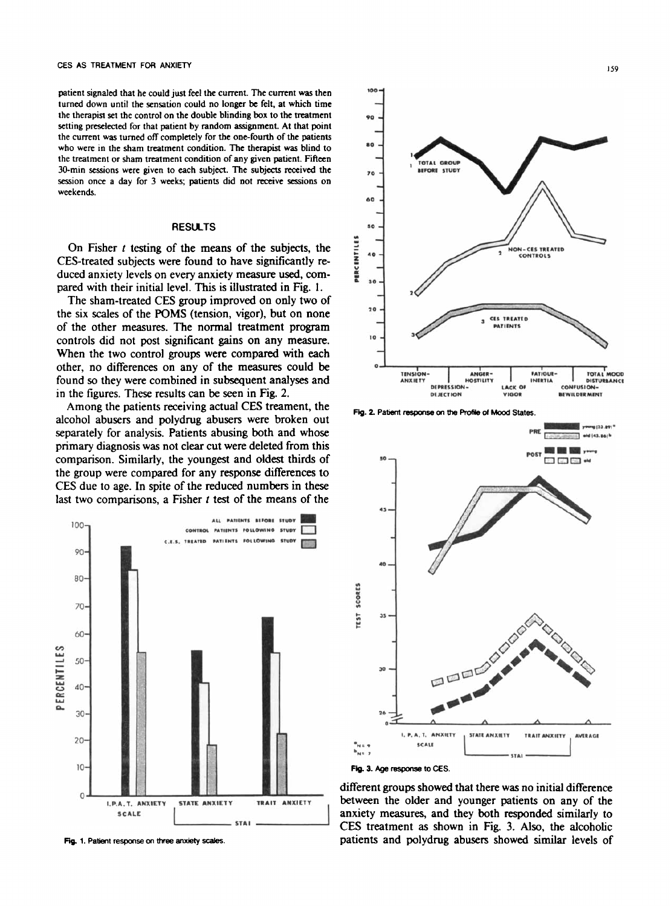patient signaled that he could just feel the current. The current was then turned down until the sensation could no longer be felt, at which time the therapist set the control on the double blinding box to the treatment setting preselected for that patient by random assignment. At that point the current was turned off completely for the one-fourth of the patients who were in the sham treatment condition. The therapist was blind to the treatment or sham treatment condition of any given patient. Fifteen 30-min sessions were given to each subject. The subjects received the session once a day for 3 weeks; patients did not receive sessions on weekends.

## RESULTS

On Fisher *t* testing of the means of the subjects, the CES-treated subjects were found to have significantly reduced anxiety levels on every anxiety measure used, compared with their initial level. This is illustrated in Fig. 1.

The sham-treated CES group improved on only two of the six scales of the POMS (tension, vigor), but on none of the other measures. The normal treatment program controls did not post significant gains on any measure. When the two control groups were compared with each other, no differences on any of the measures could be found so they were combined in subsequent analyses and in the figures. These results can be seen in Fig. 2.

Among the patients receiving actual CES treament, the alcohol abusers and polydrug abusers were broken out separately for analysis. Patients abusing both and whose primary diagnosis was not clear cut were deleted from this comparison. Similarly, the youngest and oldest thirds of the group were compared for any response differences to CES due to age. In spite of the reduced numbers in these last two comparisons, a Fisher *t* test of the means of the different groups showed that there was no initial difference between the older and younger patients on any of the anxiety measures, and they both responded similarly to CES treatment as shown in Fig. 3. Also, the alcoholic patients and polydrug abusers showed similar levels of

**Fig. 1.** Patient response on three anxiety scales.

**Fig. 2.** Patient response on the Profile of Mood States.

**Fig. 3.** Age response to CES.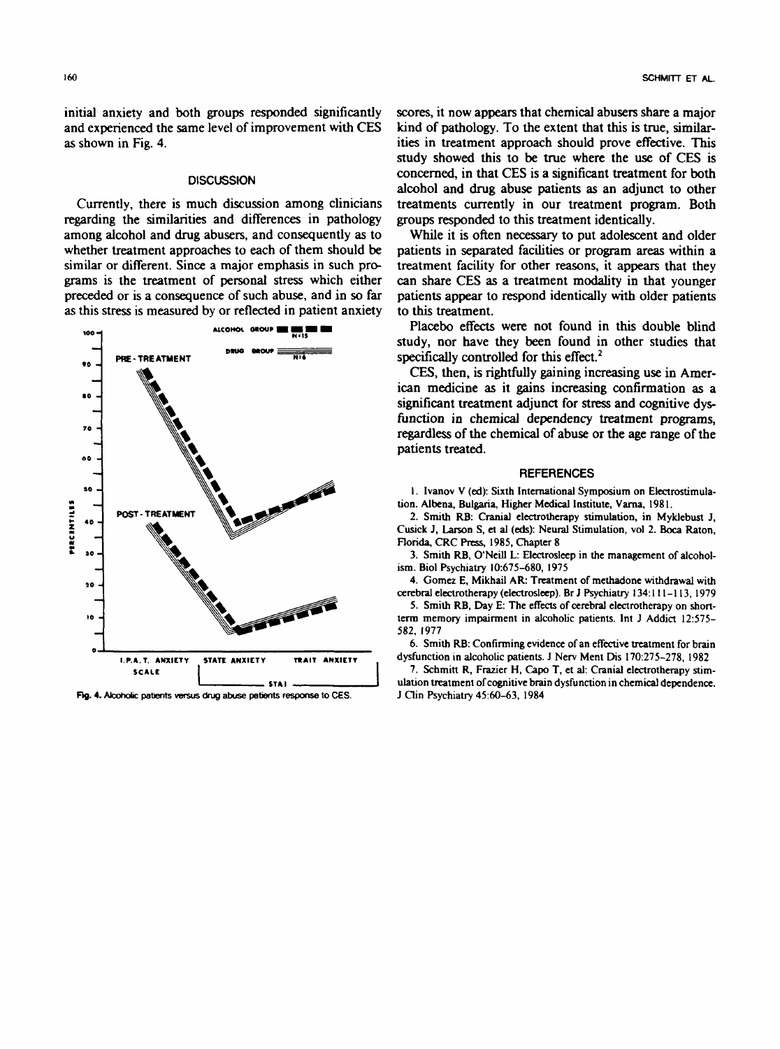initial anxiety and both groups responded significantly and experienced the same level of improvement with CES as shown in Fig. 4.

## DISCUSSION

Currently, there is much discussion among clinicians regarding the similarities and differences in pathology among alcohol and drug abusers, and consequently as to whether treatment approaches to each of them should be similar or different. Since a major emphasis in such programs is the treatment of personal stress which either preceded or is a consequence of such abuse, and in so far as this stress is measured by or reflected in patient anxiety scores, it now appears that chemical abusers share a major kind of pathology. To the extent that this is true, similarities in treatment approach should prove effective. This study showed this to be true where the use of CES is concerned, in that CES is a significant treatment for both alcohol and drug abuse patients as an adjunct to other treatments currently in our treatment program. Both groups responded to this treatment identically.

ALCOHOL GROUP N=15

DRUG GROUP N=6

PRE-TREATMENT

POST-TREATMENT

PERCENTILES

100

90

80

70

60

50

40

30

20

10

0

I.P.A.T. ANXIETY SCALE

STATE ANXIETY

TRAIT ANXIETY

STAI

Fig. 4. Alcoholic patients versus drug abuse patients response to CES.

While it is often necessary to put adolescent and older patients in separated facilities or program areas within a treatment facility for other reasons, it appears that they can share CES as a treatment modality in that younger patients appear to respond identically with older patients to this treatment.

Placebo effects were not found in this double blind study, nor have they been found in other studies that specifically controlled for this effect.[2]

CES, then, is rightfully gaining increasing use in American medicine as it gains increasing confirmation as a significant treatment adjunct for stress and cognitive dysfunction in chemical dependency treatment programs, regardless of the chemical of abuse or the age range of the patients treated.

## REFERENCES

1. Ivanov V (ed): Sixth International Symposium on Electrostimulation. Albena, Bulgaria, Higher Medical Institute, Varna, 1981.
2. Smith RB: Cranial electrotherapy stimulation, in Myklebust J, Cusick J, Larson S, et al (eds): Neural Stimulation, vol 2. Boca Raton, Florida, CRC Press, 1985, Chapter 8
3. Smith RB, O'Neill L: Electrosleep in the management of alcoholism. Biol Psychiatry 10:675–680, 1975
4. Gomez E, Mikhail AR: Treatment of methadone withdrawal with cerebral electrotherapy (electrosleep). Br J Psychiatry 134:111–113, 1979
5. Smith RB, Day E: The effects of cerebral electrotherapy on short-term memory impairment in alcoholic patients. Int J Addict 12:575–582, 1977
6. Smith RB: Confirming evidence of an effective treatment for brain dysfunction in alcoholic patients. J Nerv Ment Dis 170:275–278, 1982
7. Schmitt R, Frazier H, Capo T, et al: Cranial electrotherapy stimulation treatment of cognitive brain dysfunction in chemical dependence. J Clin Psychiatry 45:60–63, 1984